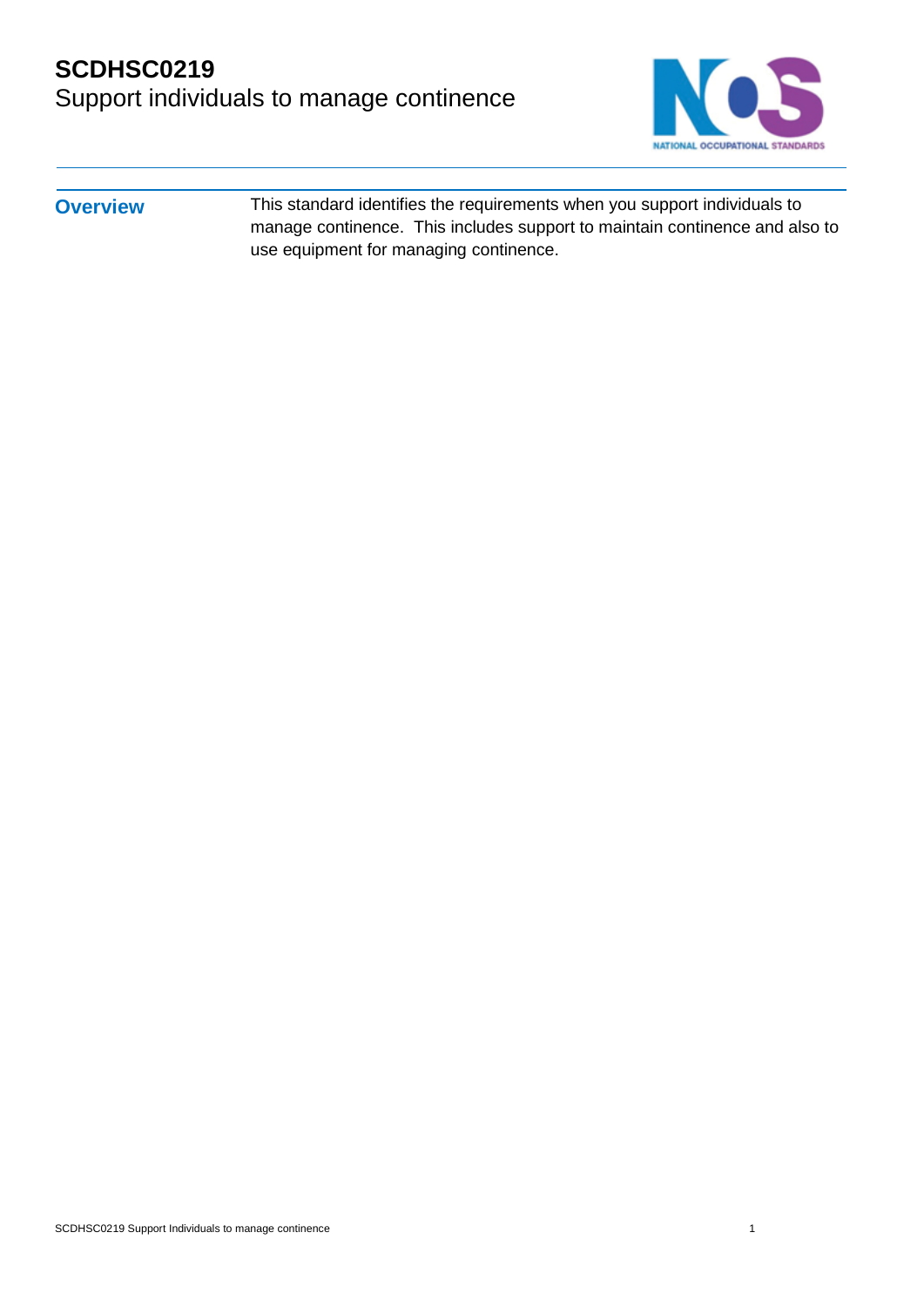# SCDHSC0219
## Support individuals to manage continence

**Overview**

This standard identifies the requirements when you support individuals to manage continence. This includes support to maintain continence and also to use equipment for managing continence.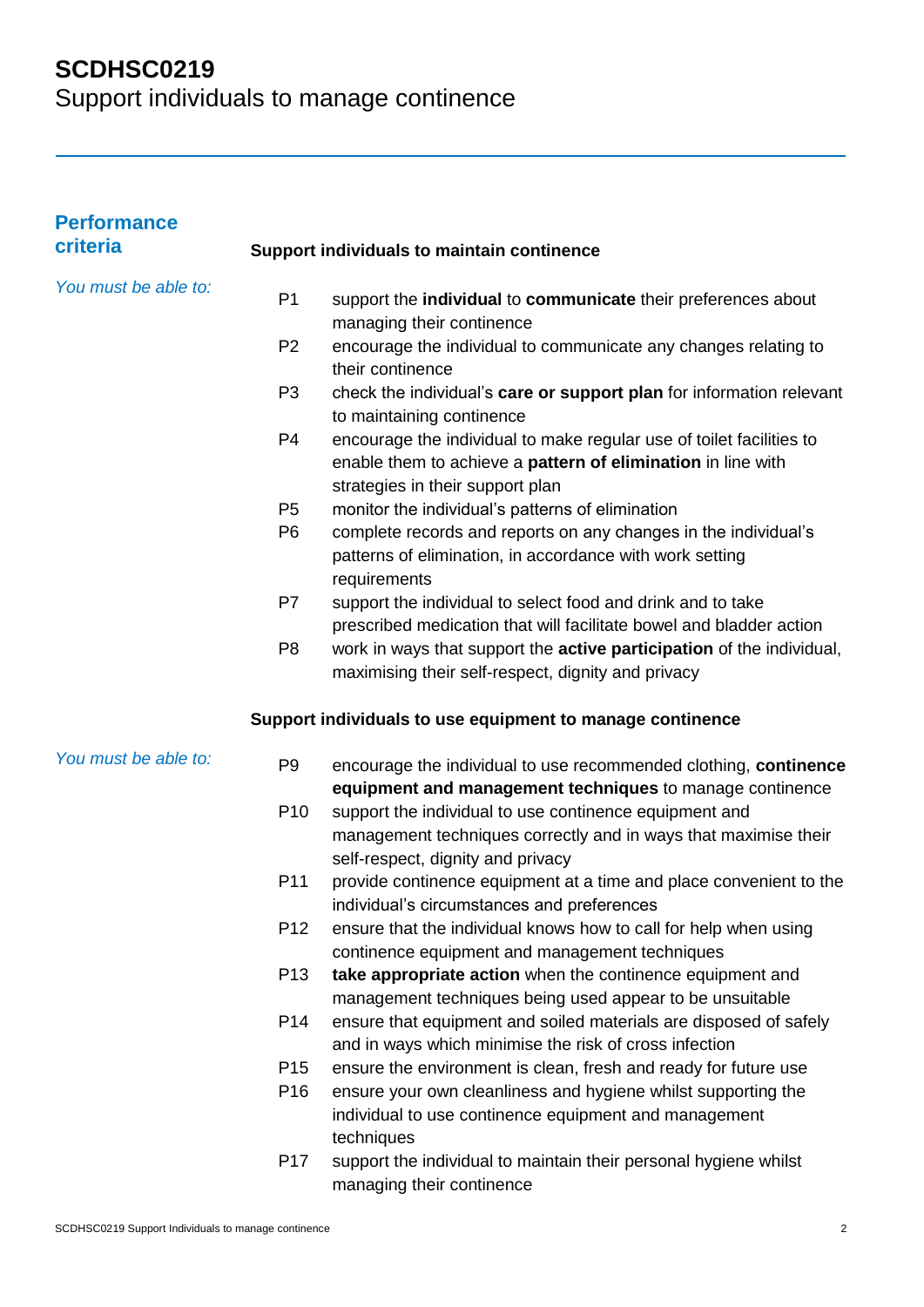# SCDHSC0219
Support individuals to manage continence

## Performance criteria

### Support individuals to maintain continence

*You must be able to:*

- P1 support the **individual** to **communicate** their preferences about managing their continence
- P2 encourage the individual to communicate any changes relating to their continence
- P3 check the individual's **care or support plan** for information relevant to maintaining continence
- P4 encourage the individual to make regular use of toilet facilities to enable them to achieve a **pattern of elimination** in line with strategies in their support plan
- P5 monitor the individual's patterns of elimination
- P6 complete records and reports on any changes in the individual's patterns of elimination, in accordance with work setting requirements
- P7 support the individual to select food and drink and to take prescribed medication that will facilitate bowel and bladder action
- P8 work in ways that support the **active participation** of the individual, maximising their self-respect, dignity and privacy

### Support individuals to use equipment to manage continence

*You must be able to:*

- P9 encourage the individual to use recommended clothing, **continence equipment and management techniques** to manage continence
- P10 support the individual to use continence equipment and management techniques correctly and in ways that maximise their self-respect, dignity and privacy
- P11 provide continence equipment at a time and place convenient to the individual's circumstances and preferences
- P12 ensure that the individual knows how to call for help when using continence equipment and management techniques
- P13 **take appropriate action** when the continence equipment and management techniques being used appear to be unsuitable
- P14 ensure that equipment and soiled materials are disposed of safely and in ways which minimise the risk of cross infection
- P15 ensure the environment is clean, fresh and ready for future use
- P16 ensure your own cleanliness and hygiene whilst supporting the individual to use continence equipment and management techniques
- P17 support the individual to maintain their personal hygiene whilst managing their continence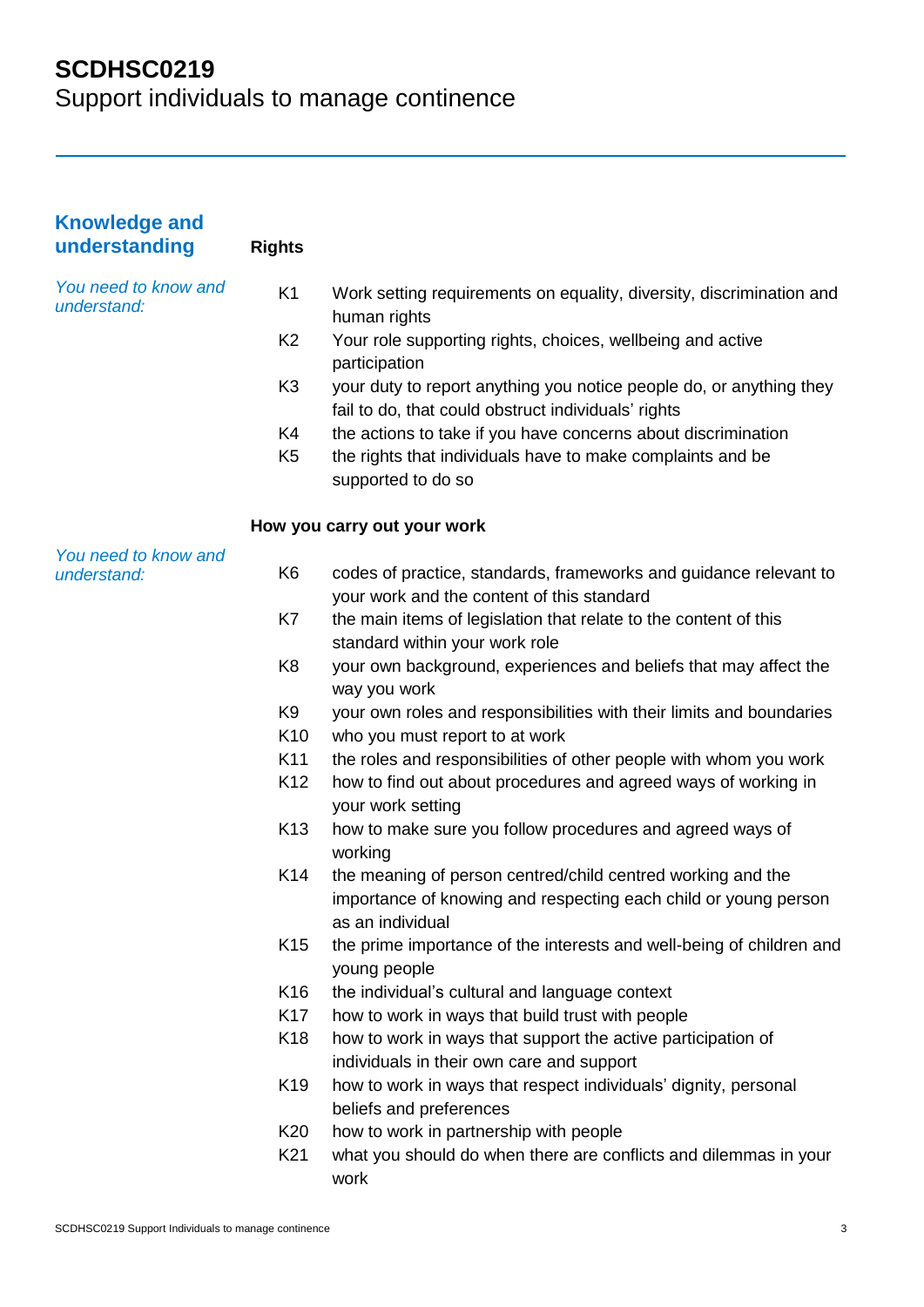# SCDHSC0219
Support individuals to manage continence

## Knowledge and understanding

### Rights

*You need to know and understand:*

- K1 Work setting requirements on equality, diversity, discrimination and human rights
- K2 Your role supporting rights, choices, wellbeing and active participation
- K3 your duty to report anything you notice people do, or anything they fail to do, that could obstruct individuals' rights
- K4 the actions to take if you have concerns about discrimination
- K5 the rights that individuals have to make complaints and be supported to do so

### How you carry out your work

*You need to know and understand:*

- K6 codes of practice, standards, frameworks and guidance relevant to your work and the content of this standard
- K7 the main items of legislation that relate to the content of this standard within your work role
- K8 your own background, experiences and beliefs that may affect the way you work
- K9 your own roles and responsibilities with their limits and boundaries
- K10 who you must report to at work
- K11 the roles and responsibilities of other people with whom you work
- K12 how to find out about procedures and agreed ways of working in your work setting
- K13 how to make sure you follow procedures and agreed ways of working
- K14 the meaning of person centred/child centred working and the importance of knowing and respecting each child or young person as an individual
- K15 the prime importance of the interests and well-being of children and young people
- K16 the individual's cultural and language context
- K17 how to work in ways that build trust with people
- K18 how to work in ways that support the active participation of individuals in their own care and support
- K19 how to work in ways that respect individuals' dignity, personal beliefs and preferences
- K20 how to work in partnership with people
- K21 what you should do when there are conflicts and dilemmas in your work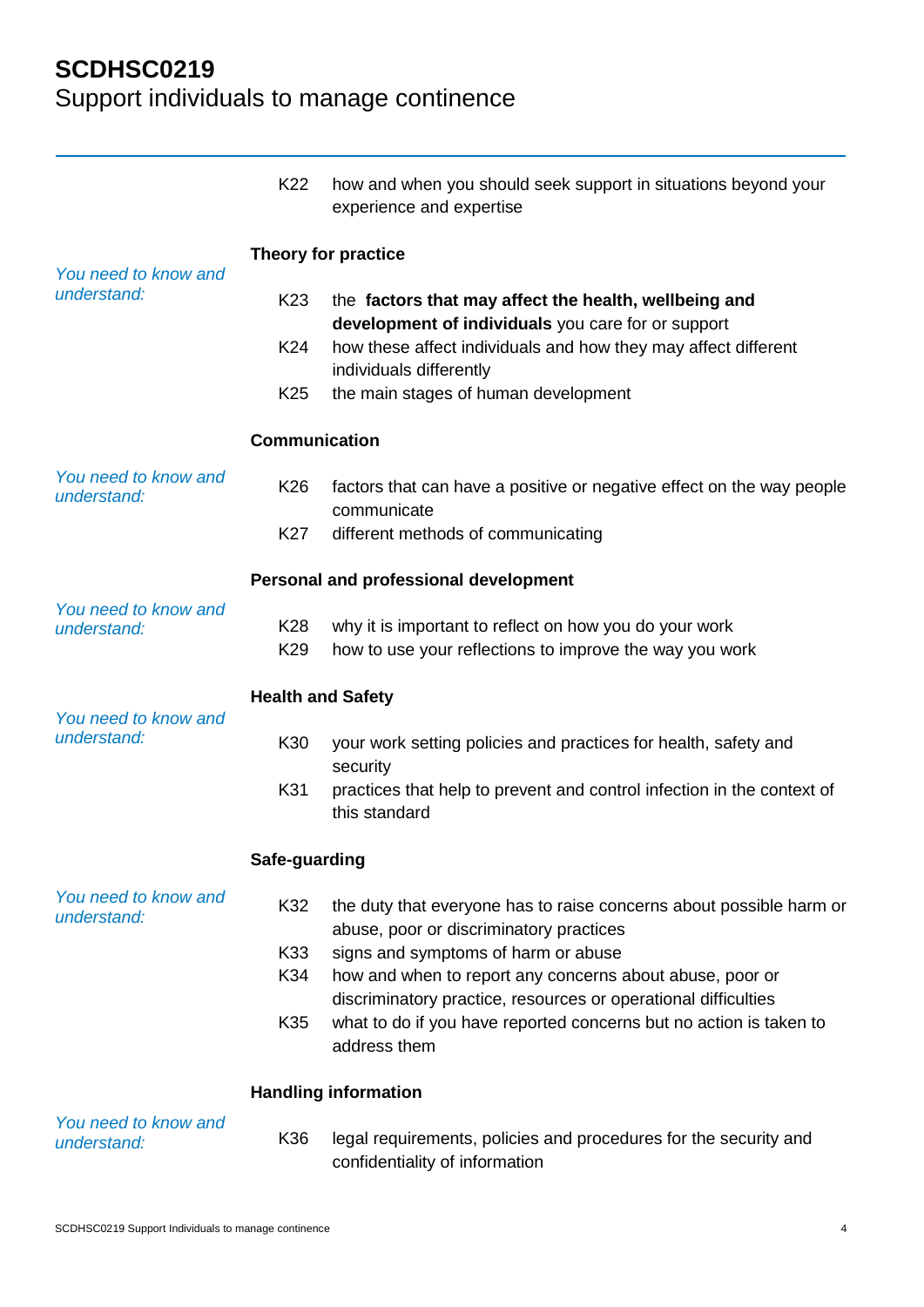K22 how and when you should seek support in situations beyond your experience and expertise

**Theory for practice**

*You need to know and understand:*

K23 the **factors that may affect the health, wellbeing and development of individuals** you care for or support

K24 how these affect individuals and how they may affect different individuals differently

K25 the main stages of human development

**Communication**

*You need to know and understand:*

K26 factors that can have a positive or negative effect on the way people communicate

K27 different methods of communicating

**Personal and professional development**

*You need to know and understand:*

K28 why it is important to reflect on how you do your work

K29 how to use your reflections to improve the way you work

**Health and Safety**

*You need to know and understand:*

K30 your work setting policies and practices for health, safety and security

K31 practices that help to prevent and control infection in the context of this standard

**Safe-guarding**

*You need to know and understand:*

K32 the duty that everyone has to raise concerns about possible harm or abuse, poor or discriminatory practices

K33 signs and symptoms of harm or abuse

K34 how and when to report any concerns about abuse, poor or discriminatory practice, resources or operational difficulties

K35 what to do if you have reported concerns but no action is taken to address them

**Handling information**

*You need to know and understand:*

K36 legal requirements, policies and procedures for the security and confidentiality of information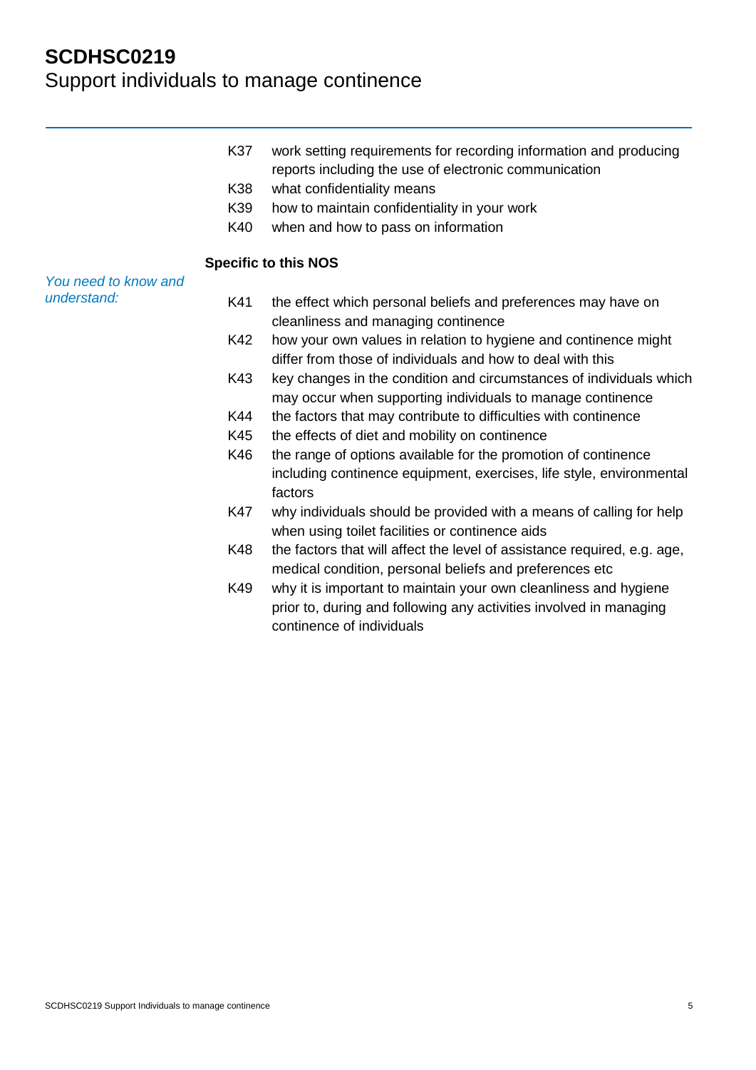K37 work setting requirements for recording information and producing reports including the use of electronic communication

K38 what confidentiality means

K39 how to maintain confidentiality in your work

K40 when and how to pass on information

**Specific to this NOS**

*You need to know and understand:*

K41 the effect which personal beliefs and preferences may have on cleanliness and managing continence

K42 how your own values in relation to hygiene and continence might differ from those of individuals and how to deal with this

K43 key changes in the condition and circumstances of individuals which may occur when supporting individuals to manage continence

K44 the factors that may contribute to difficulties with continence

K45 the effects of diet and mobility on continence

K46 the range of options available for the promotion of continence including continence equipment, exercises, life style, environmental factors

K47 why individuals should be provided with a means of calling for help when using toilet facilities or continence aids

K48 the factors that will affect the level of assistance required, e.g. age, medical condition, personal beliefs and preferences etc

K49 why it is important to maintain your own cleanliness and hygiene prior to, during and following any activities involved in managing continence of individuals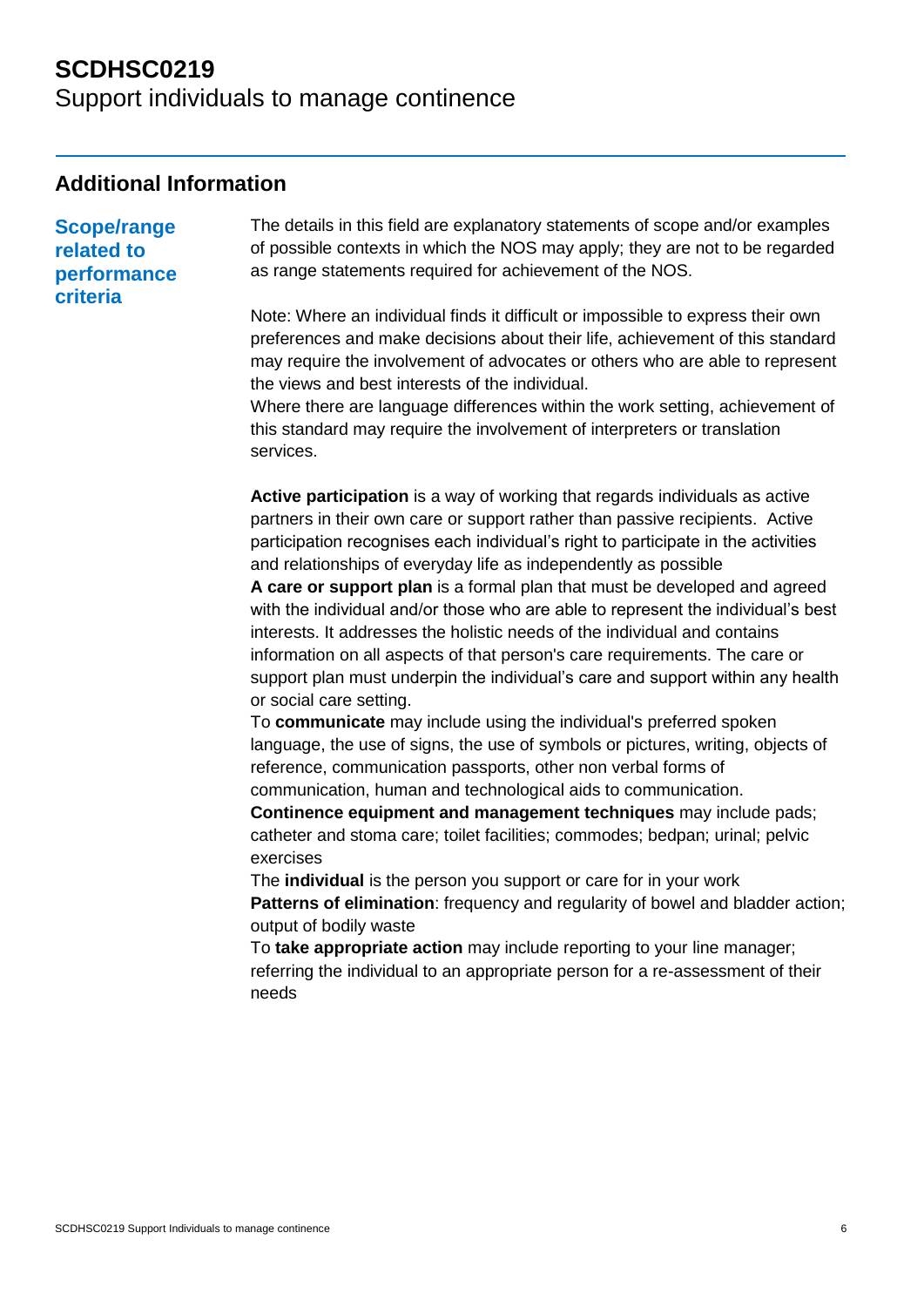# SCDHSC0219
Support individuals to manage continence

## Additional Information

### Scope/range related to performance criteria

The details in this field are explanatory statements of scope and/or examples of possible contexts in which the NOS may apply; they are not to be regarded as range statements required for achievement of the NOS.

Note: Where an individual finds it difficult or impossible to express their own preferences and make decisions about their life, achievement of this standard may require the involvement of advocates or others who are able to represent the views and best interests of the individual.
Where there are language differences within the work setting, achievement of this standard may require the involvement of interpreters or translation services.

**Active participation** is a way of working that regards individuals as active partners in their own care or support rather than passive recipients. Active participation recognises each individual's right to participate in the activities and relationships of everyday life as independently as possible
**A care or support plan** is a formal plan that must be developed and agreed with the individual and/or those who are able to represent the individual's best interests. It addresses the holistic needs of the individual and contains information on all aspects of that person's care requirements. The care or support plan must underpin the individual's care and support within any health or social care setting.
To **communicate** may include using the individual's preferred spoken language, the use of signs, the use of symbols or pictures, writing, objects of reference, communication passports, other non verbal forms of communication, human and technological aids to communication.
**Continence equipment and management techniques** may include pads; catheter and stoma care; toilet facilities; commodes; bedpan; urinal; pelvic exercises
The **individual** is the person you support or care for in your work
**Patterns of elimination**: frequency and regularity of bowel and bladder action; output of bodily waste
To **take appropriate action** may include reporting to your line manager; referring the individual to an appropriate person for a re-assessment of their needs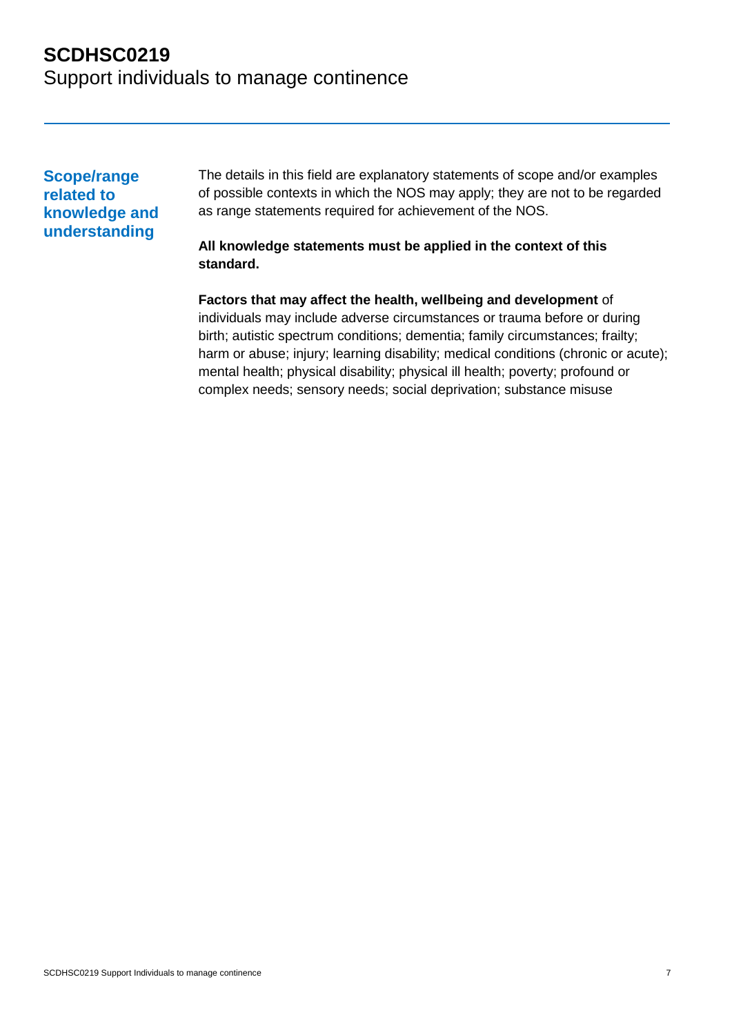## Scope/range related to knowledge and understanding

The details in this field are explanatory statements of scope and/or examples of possible contexts in which the NOS may apply; they are not to be regarded as range statements required for achievement of the NOS.

**All knowledge statements must be applied in the context of this standard.**

**Factors that may affect the health, wellbeing and development** of individuals may include adverse circumstances or trauma before or during birth; autistic spectrum conditions; dementia; family circumstances; frailty; harm or abuse; injury; learning disability; medical conditions (chronic or acute); mental health; physical disability; physical ill health; poverty; profound or complex needs; sensory needs; social deprivation; substance misuse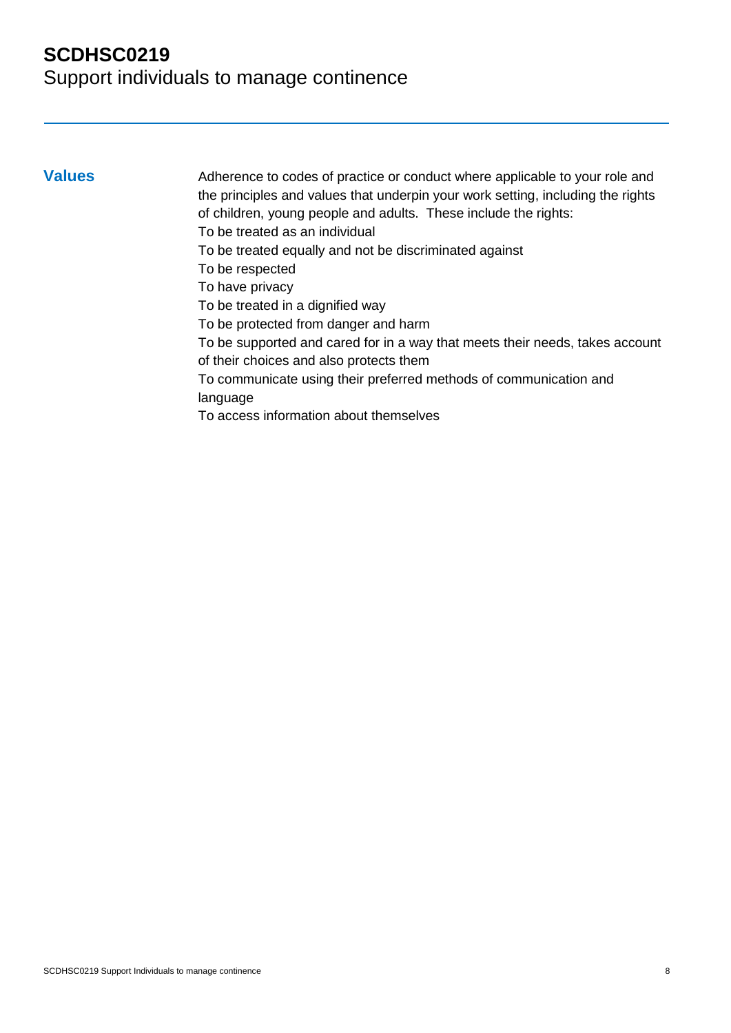# SCDHSC0219
Support individuals to manage continence

## Values

Adherence to codes of practice or conduct where applicable to your role and the principles and values that underpin your work setting, including the rights of children, young people and adults. These include the rights:

To be treated as an individual

To be treated equally and not be discriminated against

To be respected

To have privacy

To be treated in a dignified way

To be protected from danger and harm

To be supported and cared for in a way that meets their needs, takes account of their choices and also protects them

To communicate using their preferred methods of communication and language

To access information about themselves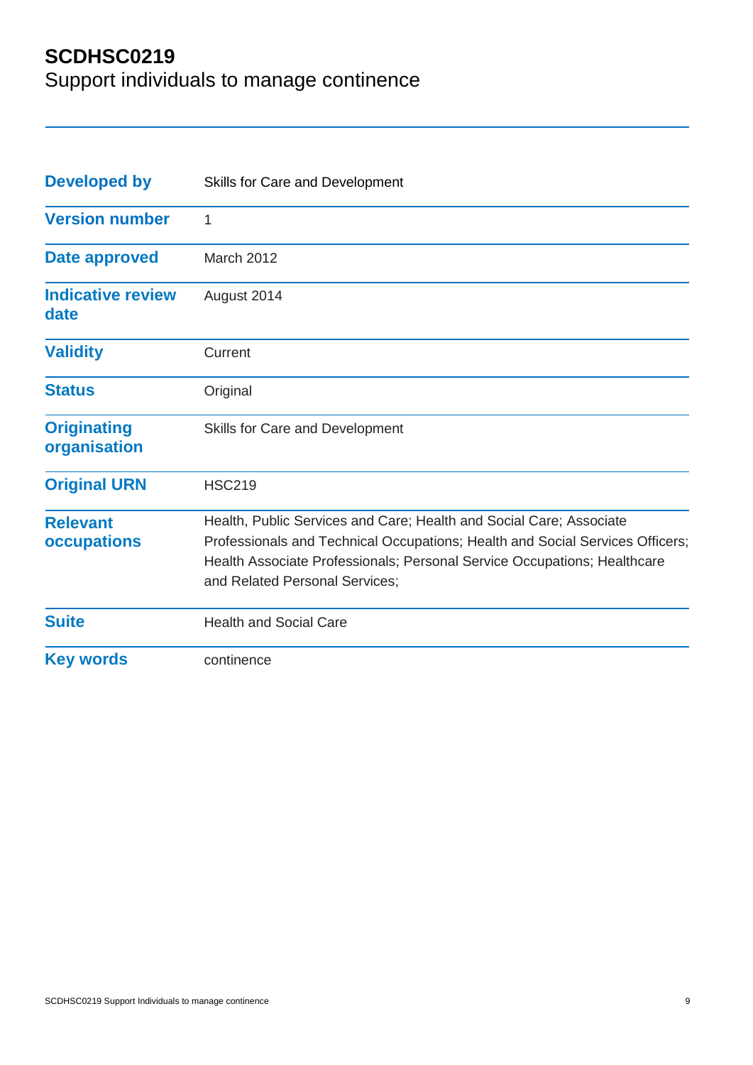# SCDHSC0219

Support individuals to manage continence

| | |
|---|---|
| **Developed by** | Skills for Care and Development |
| **Version number** | 1 |
| **Date approved** | March 2012 |
| **Indicative review date** | August 2014 |
| **Validity** | Current |
| **Status** | Original |
| **Originating organisation** | Skills for Care and Development |
| **Original URN** | HSC219 |
| **Relevant occupations** | Health, Public Services and Care; Health and Social Care; Associate Professionals and Technical Occupations; Health and Social Services Officers; Health Associate Professionals; Personal Service Occupations; Healthcare and Related Personal Services; |
| **Suite** | Health and Social Care |
| **Key words** | continence |